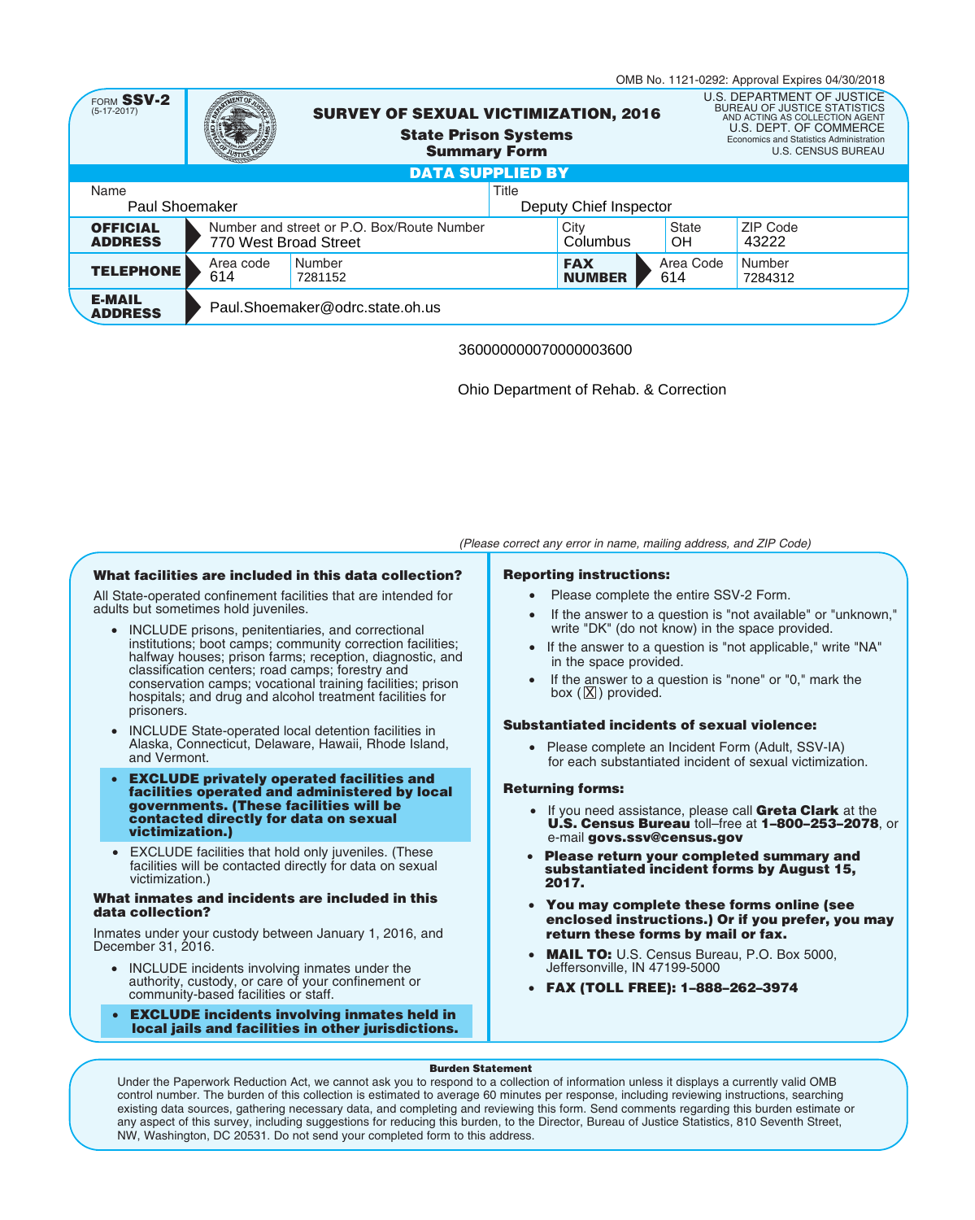OMB No. 1121-0292: Approval Expires 04/30/2018

FORM **SSV-2** (5-17-2017)

# SURVEY OF SEXUAL VICTIMIZATION, 2016

## State Prison Systems
## Summary Form

U.S. DEPARTMENT OF JUSTICE
BUREAU OF JUSTICE STATISTICS
AND ACTING AS COLLECTION AGENT
U.S. DEPT. OF COMMERCE
Economics and Statistics Administration
U.S. CENSUS BUREAU

**DATA SUPPLIED BY**

| Name | | Title | | | |
|---|---|---|---|---|---|
| Paul Shoemaker | | Deputy Chief Inspector | | | |
| **OFFICIAL ADDRESS** | Number and street or P.O. Box/Route Number: 770 West Broad Street | City: Columbus | State: OH | ZIP Code: 43222 | |
| **TELEPHONE** | Area code: 614 | Number: 7281152 | **FAX NUMBER** | Area Code: 614 | Number: 7284312 |
| **E-MAIL ADDRESS** | Paul.Shoemaker@odrc.state.oh.us | | | | |

360000000070000003600

Ohio Department of Rehab. & Correction

*(Please correct any error in name, mailing address, and ZIP Code)*

**What facilities are included in this data collection?**

All State-operated confinement facilities that are intended for adults but sometimes hold juveniles.

- INCLUDE prisons, penitentiaries, and correctional institutions; boot camps; community correction facilities; halfway houses; prison farms; reception, diagnostic, and classification centers; road camps; forestry and conservation camps; vocational training facilities; prison hospitals; and drug and alcohol treatment facilities for prisoners.
- INCLUDE State-operated local detention facilities in Alaska, Connecticut, Delaware, Hawaii, Rhode Island, and Vermont.
- **EXCLUDE privately operated facilities and facilities operated and administered by local governments. (These facilities will be contacted directly for data on sexual victimization.)**
- EXCLUDE facilities that hold only juveniles. (These facilities will be contacted directly for data on sexual victimization.)

**What inmates and incidents are included in this data collection?**

Inmates under your custody between January 1, 2016, and December 31, 2016.

- INCLUDE incidents involving inmates under the authority, custody, or care of your confinement or community-based facilities or staff.
- **EXCLUDE incidents involving inmates held in local jails and facilities in other jurisdictions.**

**Reporting instructions:**

- Please complete the entire SSV-2 Form.
- If the answer to a question is "not available" or "unknown," write "DK" (do not know) in the space provided.
- If the answer to a question is "not applicable," write "NA" in the space provided.
- If the answer to a question is "none" or "0," mark the box (☒) provided.

**Substantiated incidents of sexual violence:**

- Please complete an Incident Form (Adult, SSV-IA) for each substantiated incident of sexual victimization.

**Returning forms:**

- If you need assistance, please call **Greta Clark** at the **U.S. Census Bureau** toll–free at **1–800–253–2078**, or e-mail **govs.ssv@census.gov**
- **Please return your completed summary and substantiated incident forms by August 15, 2017.**
- **You may complete these forms online (see enclosed instructions.) Or if you prefer, you may return these forms by mail or fax.**
- **MAIL TO:** U.S. Census Bureau, P.O. Box 5000, Jeffersonville, IN 47199-5000
- **FAX (TOLL FREE): 1–888–262–3974**

**Burden Statement**

Under the Paperwork Reduction Act, we cannot ask you to respond to a collection of information unless it displays a currently valid OMB control number. The burden of this collection is estimated to average 60 minutes per response, including reviewing instructions, searching existing data sources, gathering necessary data, and completing and reviewing this form. Send comments regarding this burden estimate or any aspect of this survey, including suggestions for reducing this burden, to the Director, Bureau of Justice Statistics, 810 Seventh Street, NW, Washington, DC 20531. Do not send your completed form to this address.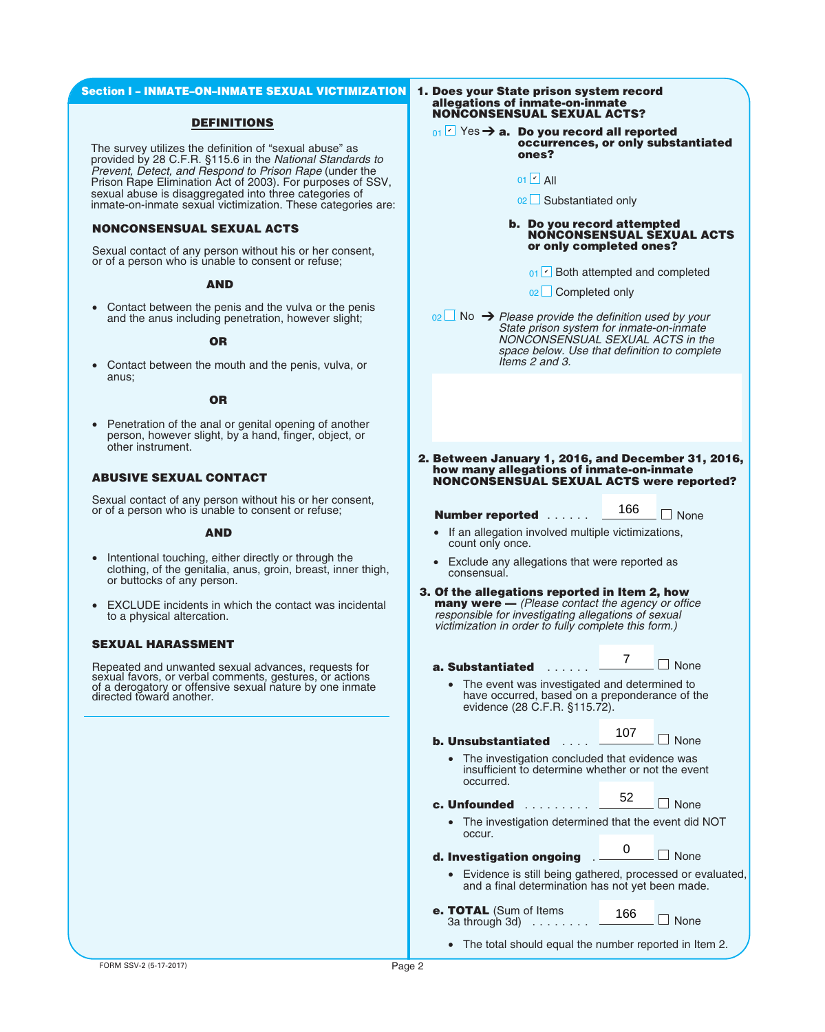## Section I – INMATE-ON-INMATE SEXUAL VICTIMIZATION

### DEFINITIONS

The survey utilizes the definition of "sexual abuse" as provided by 28 C.F.R. §115.6 in the *National Standards to Prevent, Detect, and Respond to Prison Rape* (under the Prison Rape Elimination Act of 2003). For purposes of SSV, sexual abuse is disaggregated into three categories of inmate-on-inmate sexual victimization. These categories are:

**NONCONSENSUAL SEXUAL ACTS**

Sexual contact of any person without his or her consent, or of a person who is unable to consent or refuse;

**AND**

- Contact between the penis and the vulva or the penis and the anus including penetration, however slight;

**OR**

- Contact between the mouth and the penis, vulva, or anus;

**OR**

- Penetration of the anal or genital opening of another person, however slight, by a hand, finger, object, or other instrument.

**ABUSIVE SEXUAL CONTACT**

Sexual contact of any person without his or her consent, or of a person who is unable to consent or refuse;

**AND**

- Intentional touching, either directly or through the clothing, of the genitalia, anus, groin, breast, inner thigh, or buttocks of any person.
- EXCLUDE incidents in which the contact was incidental to a physical altercation.

**SEXUAL HARASSMENT**

Repeated and unwanted sexual advances, requests for sexual favors, or verbal comments, gestures, or actions of a derogatory or offensive sexual nature by one inmate directed toward another.

---

**1. Does your State prison system record allegations of inmate-on-inmate NONCONSENSUAL SEXUAL ACTS?**

01 ☑ Yes → **a. Do you record all reported occurrences, or only substantiated ones?**

- 01 ☑ All
- 02 ☐ Substantiated only

**b. Do you record attempted NONCONSENSUAL SEXUAL ACTS or only completed ones?**

- 01 ☑ Both attempted and completed
- 02 ☐ Completed only

02 ☐ No → *Please provide the definition used by your State prison system for inmate-on-inmate NONCONSENSUAL SEXUAL ACTS in the space below. Use that definition to complete Items 2 and 3.*

**2. Between January 1, 2016, and December 31, 2016, how many allegations of inmate-on-inmate NONCONSENSUAL SEXUAL ACTS were reported?**

**Number reported** . . . . . . 166 ☐ None

- If an allegation involved multiple victimizations, count only once.
- Exclude any allegations that were reported as consensual.

**3. Of the allegations reported in Item 2, how many were —** *(Please contact the agency or office responsible for investigating allegations of sexual victimization in order to fully complete this form.)*

**a. Substantiated** . . . . . . 7 ☐ None

- The event was investigated and determined to have occurred, based on a preponderance of the evidence (28 C.F.R. §115.72).

**b. Unsubstantiated** . . . . 107 ☐ None

- The investigation concluded that evidence was insufficient to determine whether or not the event occurred.

**c. Unfounded** . . . . . . . . . 52 ☐ None

- The investigation determined that the event did NOT occur.

**d. Investigation ongoing** . 0 ☐ None

- Evidence is still being gathered, processed or evaluated, and a final determination has not yet been made.

**e. TOTAL** (Sum of Items 3a through 3d) . . . . . . . . 166 ☐ None

- The total should equal the number reported in Item 2.

FORM SSV-2 (5-17-2017)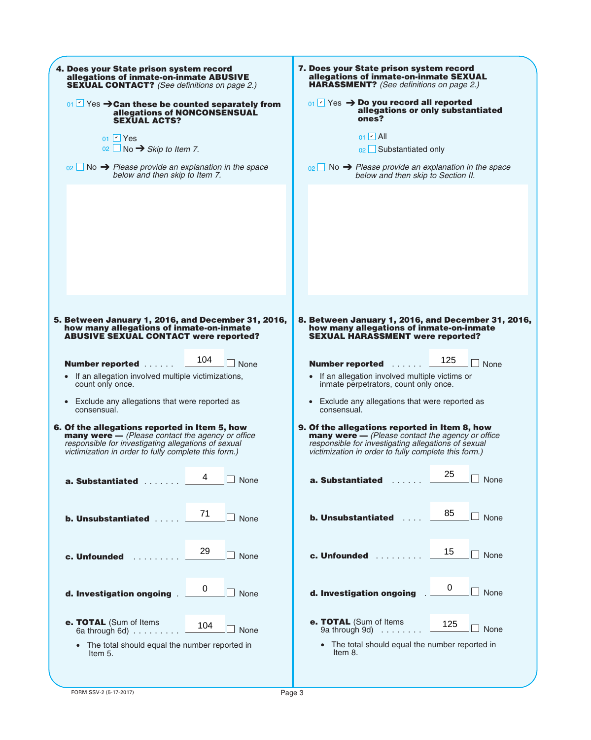**4. Does your State prison system record allegations of inmate-on-inmate ABUSIVE SEXUAL CONTACT?** *(See definitions on page 2.)*

01 ☑ Yes → **Can these be counted separately from allegations of NONCONSENSUAL SEXUAL ACTS?**

- 01 ☑ Yes
- 02 ☐ No → *Skip to Item 7.*

02 ☐ No → *Please provide an explanation in the space below and then skip to Item 7.*

**5. Between January 1, 2016, and December 31, 2016, how many allegations of inmate-on-inmate ABUSIVE SEXUAL CONTACT were reported?**

**Number reported** ...... 104 ☐ None

- If an allegation involved multiple victimizations, count only once.
- Exclude any allegations that were reported as consensual.

**6. Of the allegations reported in Item 5, how many were —** *(Please contact the agency or office responsible for investigating allegations of sexual victimization in order to fully complete this form.)*

| | Number | |
|---|---|---|
| **a. Substantiated** | 4 | ☐ None |
| **b. Unsubstantiated** | 71 | ☐ None |
| **c. Unfounded** | 29 | ☐ None |
| **d. Investigation ongoing** | 0 | ☐ None |
| **e. TOTAL** (Sum of Items 6a through 6d) | 104 | ☐ None |

- The total should equal the number reported in Item 5.

**7. Does your State prison system record allegations of inmate-on-inmate SEXUAL HARASSMENT?** *(See definitions on page 2.)*

01 ☑ Yes → **Do you record all reported allegations or only substantiated ones?**

- 01 ☑ All
- 02 ☐ Substantiated only

02 ☐ No → *Please provide an explanation in the space below and then skip to Section II.*

**8. Between January 1, 2016, and December 31, 2016, how many allegations of inmate-on-inmate SEXUAL HARASSMENT were reported?**

**Number reported** ...... 125 ☐ None

- If an allegation involved multiple victims or inmate perpetrators, count only once.
- Exclude any allegations that were reported as consensual.

**9. Of the allegations reported in Item 8, how many were —** *(Please contact the agency or office responsible for investigating allegations of sexual victimization in order to fully complete this form.)*

| | Number | |
|---|---|---|
| **a. Substantiated** | 25 | ☐ None |
| **b. Unsubstantiated** | 85 | ☐ None |
| **c. Unfounded** | 15 | ☐ None |
| **d. Investigation ongoing** | 0 | ☐ None |
| **e. TOTAL** (Sum of Items 9a through 9d) | 125 | ☐ None |

- The total should equal the number reported in Item 8.

FORM SSV-2 (5-17-2017)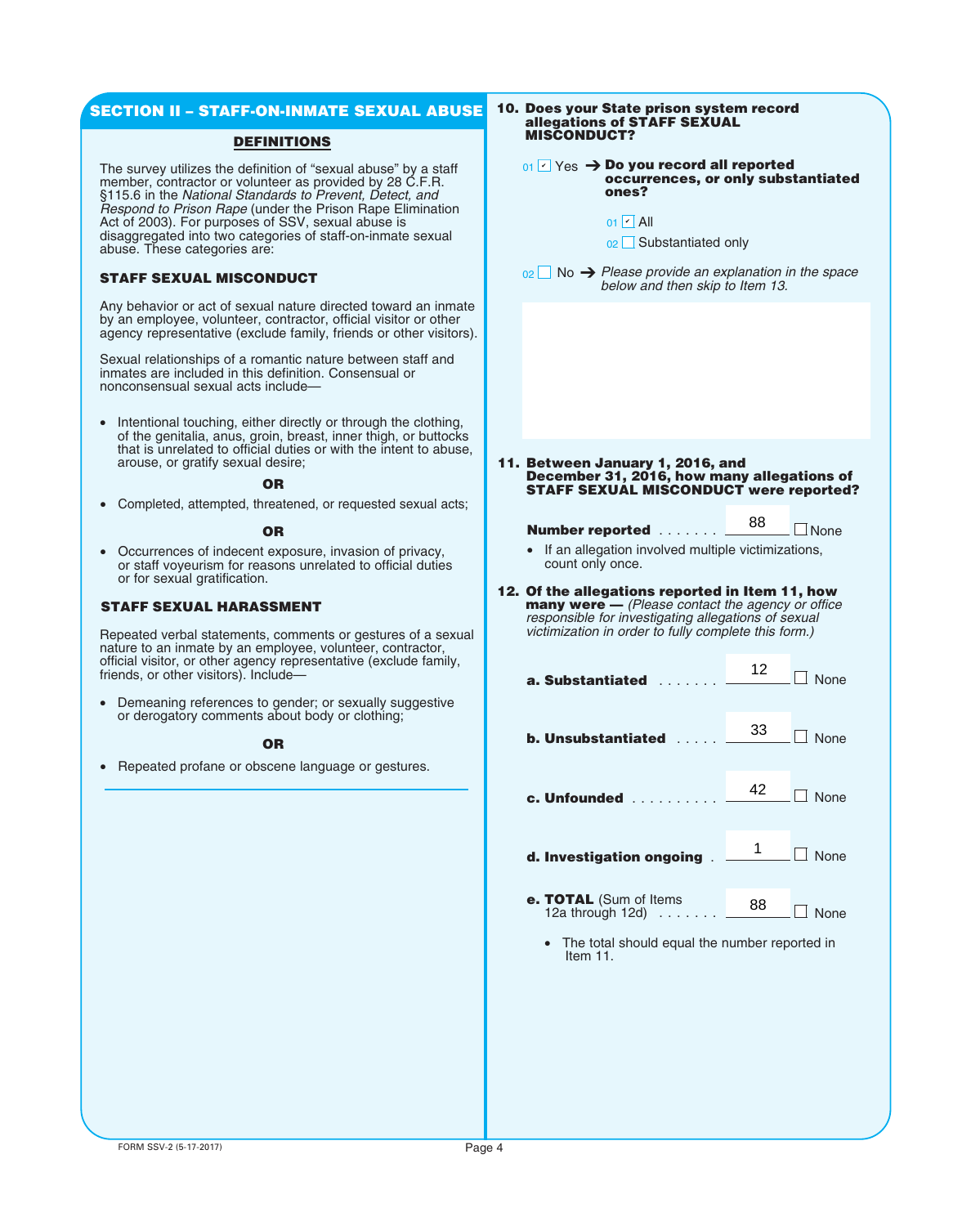## SECTION II – STAFF-ON-INMATE SEXUAL ABUSE

### DEFINITIONS

The survey utilizes the definition of "sexual abuse" by a staff member, contractor or volunteer as provided by 28 C.F.R. §115.6 in the *National Standards to Prevent, Detect, and Respond to Prison Rape* (under the Prison Rape Elimination Act of 2003). For purposes of SSV, sexual abuse is disaggregated into two categories of staff-on-inmate sexual abuse. These categories are:

**STAFF SEXUAL MISCONDUCT**

Any behavior or act of sexual nature directed toward an inmate by an employee, volunteer, contractor, official visitor or other agency representative (exclude family, friends or other visitors).

Sexual relationships of a romantic nature between staff and inmates are included in this definition. Consensual or nonconsensual sexual acts include—

- Intentional touching, either directly or through the clothing, of the genitalia, anus, groin, breast, inner thigh, or buttocks that is unrelated to official duties or with the intent to abuse, arouse, or gratify sexual desire;

**OR**

- Completed, attempted, threatened, or requested sexual acts;

**OR**

- Occurrences of indecent exposure, invasion of privacy, or staff voyeurism for reasons unrelated to official duties or for sexual gratification.

**STAFF SEXUAL HARASSMENT**

Repeated verbal statements, comments or gestures of a sexual nature to an inmate by an employee, volunteer, contractor, official visitor, or other agency representative (exclude family, friends, or other visitors). Include—

- Demeaning references to gender; or sexually suggestive or derogatory comments about body or clothing;

**OR**

- Repeated profane or obscene language or gestures.

**10. Does your State prison system record allegations of STAFF SEXUAL MISCONDUCT?**

01 ☑ Yes → **Do you record all reported occurrences, or only substantiated ones?**

- 01 ☑ All
- 02 ☐ Substantiated only

02 ☐ No → *Please provide an explanation in the space below and then skip to Item 13.*

**11. Between January 1, 2016, and December 31, 2016, how many allegations of STAFF SEXUAL MISCONDUCT were reported?**

**Number reported** ....... 88 ☐ None

- If an allegation involved multiple victimizations, count only once.

**12. Of the allegations reported in Item 11, how many were —** *(Please contact the agency or office responsible for investigating allegations of sexual victimization in order to fully complete this form.)*

**a. Substantiated** ....... 12 ☐ None

**b. Unsubstantiated** ..... 33 ☐ None

**c. Unfounded** .......... 42 ☐ None

**d. Investigation ongoing** . 1 ☐ None

**e. TOTAL** (Sum of Items 12a through 12d) ....... 88 ☐ None

- The total should equal the number reported in Item 11.

FORM SSV-2 (5-17-2017)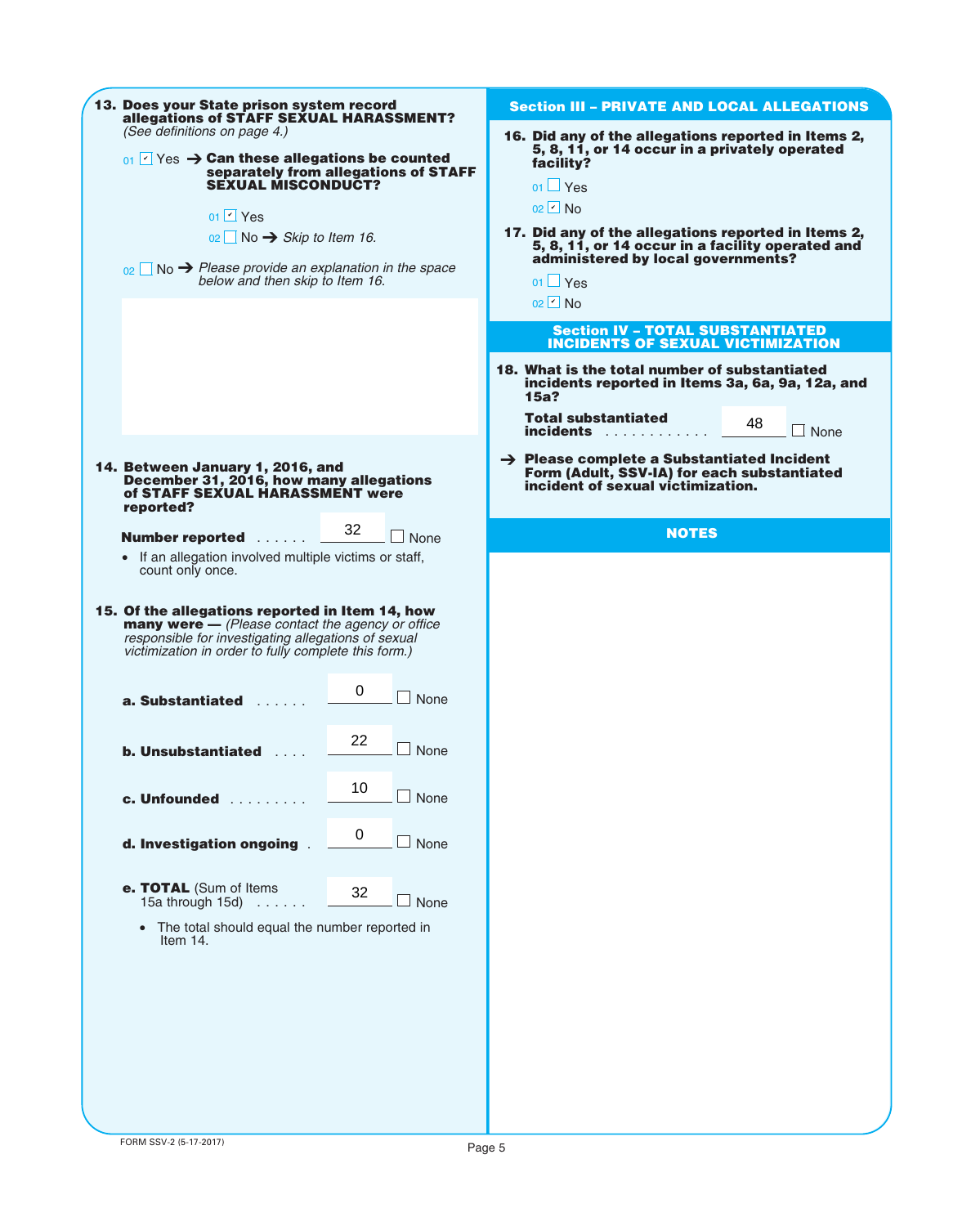**13. Does your State prison system record allegations of STAFF SEXUAL HARASSMENT?**
*(See definitions on page 4.)*

01 ☑ Yes ➔ **Can these allegations be counted separately from allegations of STAFF SEXUAL MISCONDUCT?**

- 01 ☑ Yes
- 02 ☐ No ➔ *Skip to Item 16.*

02 ☐ No ➔ *Please provide an explanation in the space below and then skip to Item 16.*

**14. Between January 1, 2016, and December 31, 2016, how many allegations of STAFF SEXUAL HARASSMENT were reported?**

**Number reported** . . . . . . 32 ☐ None

- If an allegation involved multiple victims or staff, count only once.

**15. Of the allegations reported in Item 14, how many were —** *(Please contact the agency or office responsible for investigating allegations of sexual victimization in order to fully complete this form.)*

| | | |
|---|---|---|
| **a. Substantiated** . . . . . . | 0 | ☐ None |
| **b. Unsubstantiated** . . . . | 22 | ☐ None |
| **c. Unfounded** . . . . . . . . . | 10 | ☐ None |
| **d. Investigation ongoing** . | 0 | ☐ None |
| **e. TOTAL** (Sum of Items 15a through 15d) . . . . . . | 32 | ☐ None |

- The total should equal the number reported in Item 14.

## Section III – PRIVATE AND LOCAL ALLEGATIONS

**16. Did any of the allegations reported in Items 2, 5, 8, 11, or 14 occur in a privately operated facility?**

- 01 ☐ Yes
- 02 ☑ No

**17. Did any of the allegations reported in Items 2, 5, 8, 11, or 14 occur in a facility operated and administered by local governments?**

- 01 ☐ Yes
- 02 ☑ No

## Section IV – TOTAL SUBSTANTIATED INCIDENTS OF SEXUAL VICTIMIZATION

**18. What is the total number of substantiated incidents reported in Items 3a, 6a, 9a, 12a, and 15a?**

**Total substantiated incidents** . . . . . . . . . . . . 48 ☐ None

➔ **Please complete a Substantiated Incident Form (Adult, SSV-IA) for each substantiated incident of sexual victimization.**

## NOTES

FORM SSV-2 (5-17-2017)